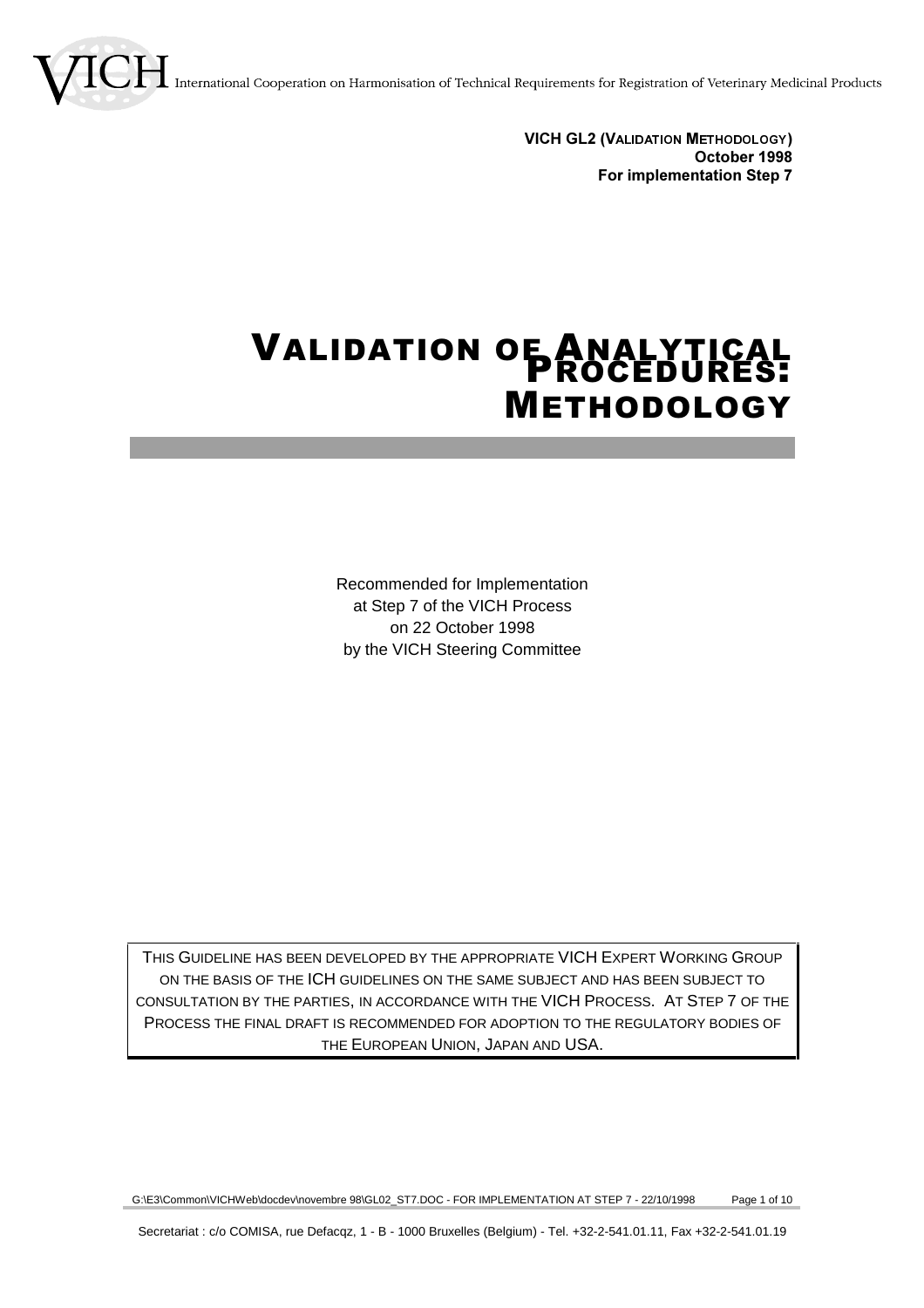VICH International Cooperation on Harmonisation of Technical Requirements for Registration of Veterinary Medicinal Products

**VICH GL2 (VALIDATION METHODOLOGY)**
**October 1998**
**For implementation Step 7**

# VALIDATION OF ANALYTICAL PROCEDURES: METHODOLOGY

Recommended for Implementation
at Step 7 of the VICH Process
on 22 October 1998
by the VICH Steering Committee

THIS GUIDELINE HAS BEEN DEVELOPED BY THE APPROPRIATE VICH EXPERT WORKING GROUP ON THE BASIS OF THE ICH GUIDELINES ON THE SAME SUBJECT AND HAS BEEN SUBJECT TO CONSULTATION BY THE PARTIES, IN ACCORDANCE WITH THE VICH PROCESS. AT STEP 7 OF THE PROCESS THE FINAL DRAFT IS RECOMMENDED FOR ADOPTION TO THE REGULATORY BODIES OF THE EUROPEAN UNION, JAPAN AND USA.

Secretariat : c/o COMISA, rue Defacqz, 1 - B - 1000 Bruxelles (Belgium) - Tel. +32-2-541.01.11, Fax +32-2-541.01.19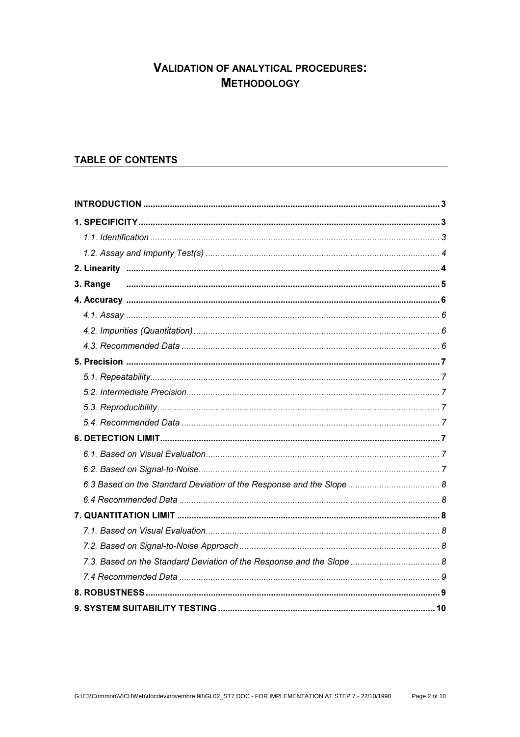# VALIDATION OF ANALYTICAL PROCEDURES: METHODOLOGY

## TABLE OF CONTENTS

**INTRODUCTION** ..... 3

**1. SPECIFICITY** ..... 3

*1.1. Identification* ..... 3

*1.2. Assay and Impurity Test(s)* ..... 4

**2. Linearity** ..... 4

**3. Range** ..... 5

**4. Accuracy** ..... 6

*4.1. Assay* ..... 6

*4.2. Impurities (Quantitation)* ..... 6

*4.3. Recommended Data* ..... 6

**5. Precision** ..... 7

*5.1. Repeatability* ..... 7

*5.2. Intermediate Precision* ..... 7

*5.3. Reproducibility* ..... 7

*5.4. Recommended Data* ..... 7

**6. DETECTION LIMIT** ..... 7

*6.1. Based on Visual Evaluation* ..... 7

*6.2. Based on Signal-to-Noise* ..... 7

*6.3 Based on the Standard Deviation of the Response and the Slope* ..... 8

*6.4 Recommended Data* ..... 8

**7. QUANTITATION LIMIT** ..... 8

*7.1. Based on Visual Evaluation* ..... 8

*7.2. Based on Signal-to-Noise Approach* ..... 8

*7.3. Based on the Standard Deviation of the Response and the Slope* ..... 8

*7.4 Recommended Data* ..... 9

**8. ROBUSTNESS** ..... 9

**9. SYSTEM SUITABILITY TESTING** ..... 10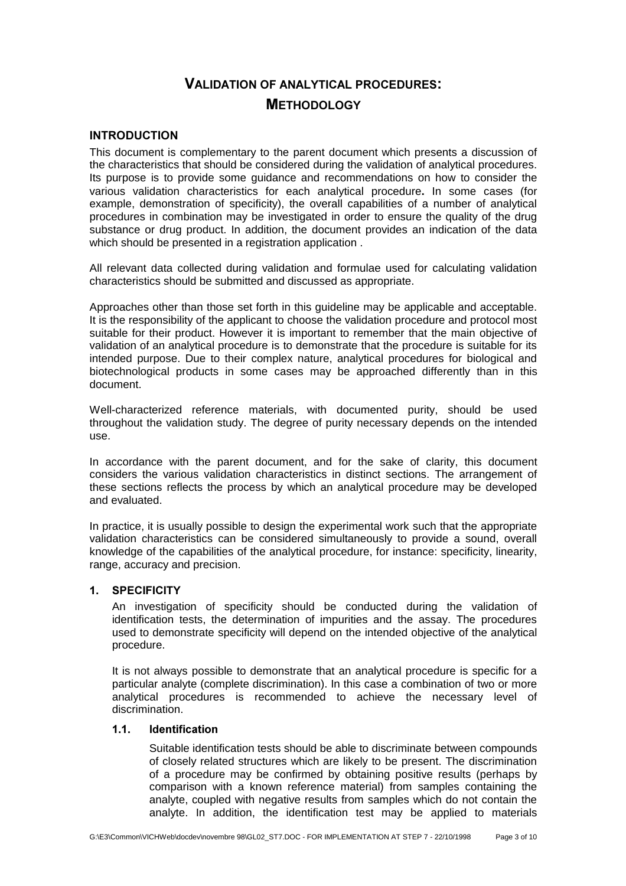# VALIDATION OF ANALYTICAL PROCEDURES: METHODOLOGY

## INTRODUCTION

This document is complementary to the parent document which presents a discussion of the characteristics that should be considered during the validation of analytical procedures. Its purpose is to provide some guidance and recommendations on how to consider the various validation characteristics for each analytical procedure**.** In some cases (for example, demonstration of specificity), the overall capabilities of a number of analytical procedures in combination may be investigated in order to ensure the quality of the drug substance or drug product. In addition, the document provides an indication of the data which should be presented in a registration application .

All relevant data collected during validation and formulae used for calculating validation characteristics should be submitted and discussed as appropriate.

Approaches other than those set forth in this guideline may be applicable and acceptable. It is the responsibility of the applicant to choose the validation procedure and protocol most suitable for their product. However it is important to remember that the main objective of validation of an analytical procedure is to demonstrate that the procedure is suitable for its intended purpose. Due to their complex nature, analytical procedures for biological and biotechnological products in some cases may be approached differently than in this document.

Well-characterized reference materials, with documented purity, should be used throughout the validation study. The degree of purity necessary depends on the intended use.

In accordance with the parent document, and for the sake of clarity, this document considers the various validation characteristics in distinct sections. The arrangement of these sections reflects the process by which an analytical procedure may be developed and evaluated.

In practice, it is usually possible to design the experimental work such that the appropriate validation characteristics can be considered simultaneously to provide a sound, overall knowledge of the capabilities of the analytical procedure, for instance: specificity, linearity, range, accuracy and precision.

## 1. SPECIFICITY

An investigation of specificity should be conducted during the validation of identification tests, the determination of impurities and the assay. The procedures used to demonstrate specificity will depend on the intended objective of the analytical procedure.

It is not always possible to demonstrate that an analytical procedure is specific for a particular analyte (complete discrimination). In this case a combination of two or more analytical procedures is recommended to achieve the necessary level of discrimination.

### 1.1. Identification

Suitable identification tests should be able to discriminate between compounds of closely related structures which are likely to be present. The discrimination of a procedure may be confirmed by obtaining positive results (perhaps by comparison with a known reference material) from samples containing the analyte, coupled with negative results from samples which do not contain the analyte. In addition, the identification test may be applied to materials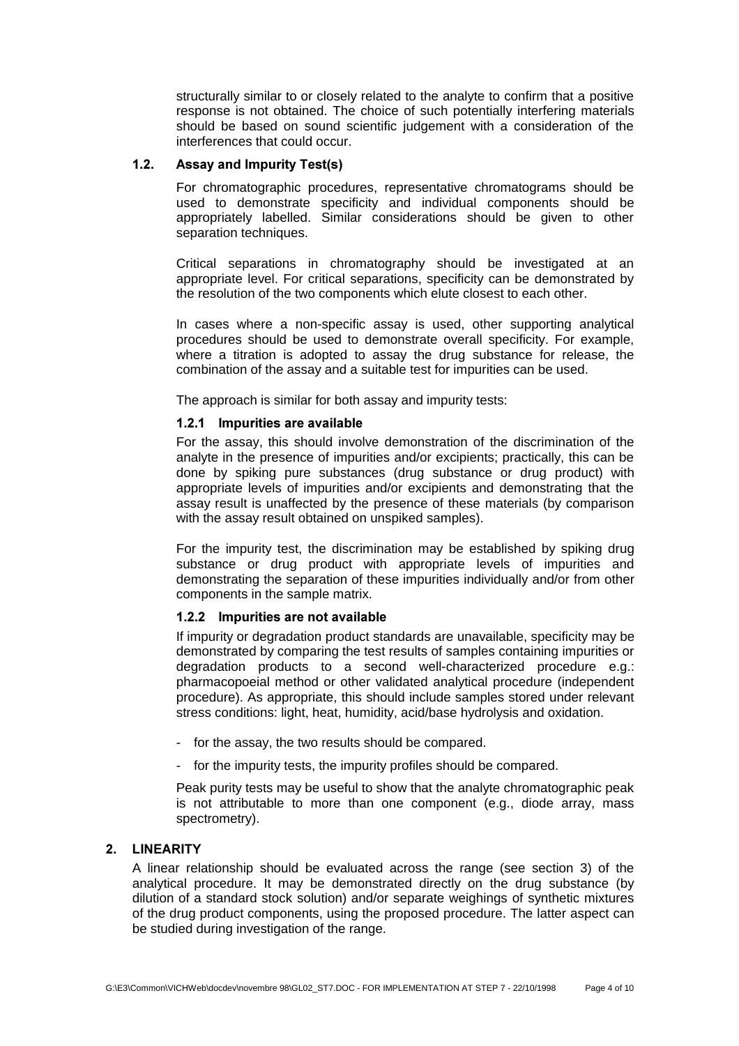structurally similar to or closely related to the analyte to confirm that a positive response is not obtained. The choice of such potentially interfering materials should be based on sound scientific judgement with a consideration of the interferences that could occur.

### 1.2. Assay and Impurity Test(s)

For chromatographic procedures, representative chromatograms should be used to demonstrate specificity and individual components should be appropriately labelled. Similar considerations should be given to other separation techniques.

Critical separations in chromatography should be investigated at an appropriate level. For critical separations, specificity can be demonstrated by the resolution of the two components which elute closest to each other.

In cases where a non-specific assay is used, other supporting analytical procedures should be used to demonstrate overall specificity. For example, where a titration is adopted to assay the drug substance for release, the combination of the assay and a suitable test for impurities can be used.

The approach is similar for both assay and impurity tests:

#### 1.2.1 Impurities are available

For the assay, this should involve demonstration of the discrimination of the analyte in the presence of impurities and/or excipients; practically, this can be done by spiking pure substances (drug substance or drug product) with appropriate levels of impurities and/or excipients and demonstrating that the assay result is unaffected by the presence of these materials (by comparison with the assay result obtained on unspiked samples).

For the impurity test, the discrimination may be established by spiking drug substance or drug product with appropriate levels of impurities and demonstrating the separation of these impurities individually and/or from other components in the sample matrix.

#### 1.2.2 Impurities are not available

If impurity or degradation product standards are unavailable, specificity may be demonstrated by comparing the test results of samples containing impurities or degradation products to a second well-characterized procedure e.g.: pharmacopoeial method or other validated analytical procedure (independent procedure). As appropriate, this should include samples stored under relevant stress conditions: light, heat, humidity, acid/base hydrolysis and oxidation.

- for the assay, the two results should be compared.
- for the impurity tests, the impurity profiles should be compared.

Peak purity tests may be useful to show that the analyte chromatographic peak is not attributable to more than one component (e.g., diode array, mass spectrometry).

## 2. LINEARITY

A linear relationship should be evaluated across the range (see section 3) of the analytical procedure. It may be demonstrated directly on the drug substance (by dilution of a standard stock solution) and/or separate weighings of synthetic mixtures of the drug product components, using the proposed procedure. The latter aspect can be studied during investigation of the range.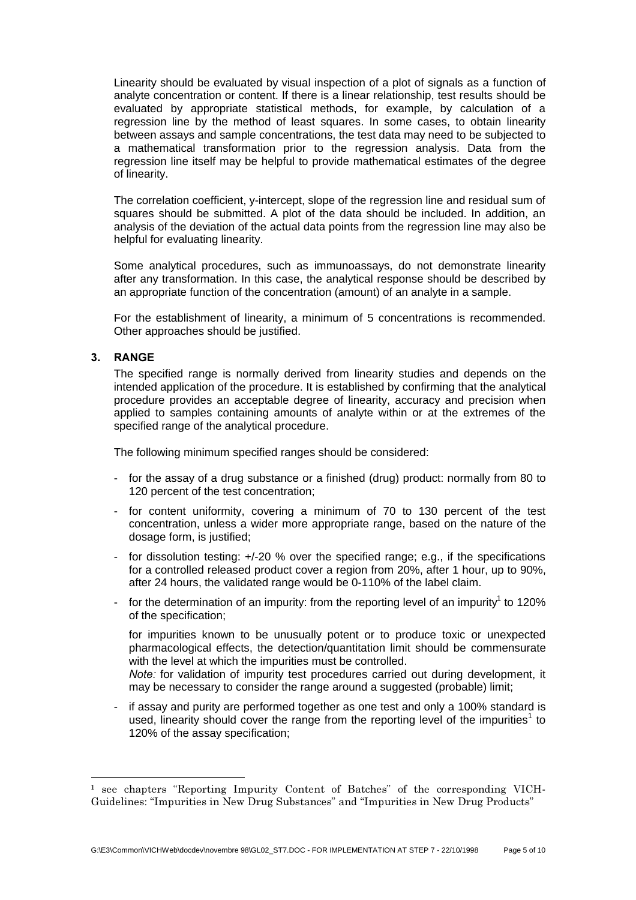Linearity should be evaluated by visual inspection of a plot of signals as a function of analyte concentration or content. If there is a linear relationship, test results should be evaluated by appropriate statistical methods, for example, by calculation of a regression line by the method of least squares. In some cases, to obtain linearity between assays and sample concentrations, the test data may need to be subjected to a mathematical transformation prior to the regression analysis. Data from the regression line itself may be helpful to provide mathematical estimates of the degree of linearity.

The correlation coefficient, y-intercept, slope of the regression line and residual sum of squares should be submitted. A plot of the data should be included. In addition, an analysis of the deviation of the actual data points from the regression line may also be helpful for evaluating linearity.

Some analytical procedures, such as immunoassays, do not demonstrate linearity after any transformation. In this case, the analytical response should be described by an appropriate function of the concentration (amount) of an analyte in a sample.

For the establishment of linearity, a minimum of 5 concentrations is recommended. Other approaches should be justified.

## 3. RANGE

The specified range is normally derived from linearity studies and depends on the intended application of the procedure. It is established by confirming that the analytical procedure provides an acceptable degree of linearity, accuracy and precision when applied to samples containing amounts of analyte within or at the extremes of the specified range of the analytical procedure.

The following minimum specified ranges should be considered:

- for the assay of a drug substance or a finished (drug) product: normally from 80 to 120 percent of the test concentration;
- for content uniformity, covering a minimum of 70 to 130 percent of the test concentration, unless a wider more appropriate range, based on the nature of the dosage form, is justified;
- for dissolution testing: +/-20 % over the specified range; e.g., if the specifications for a controlled released product cover a region from 20%, after 1 hour, up to 90%, after 24 hours, the validated range would be 0-110% of the label claim.
- for the determination of an impurity: from the reporting level of an impurity[1] to 120% of the specification;

  for impurities known to be unusually potent or to produce toxic or unexpected pharmacological effects, the detection/quantitation limit should be commensurate with the level at which the impurities must be controlled.
  *Note:* for validation of impurity test procedures carried out during development, it may be necessary to consider the range around a suggested (probable) limit;
- if assay and purity are performed together as one test and only a 100% standard is used, linearity should cover the range from the reporting level of the impurities[1] to 120% of the assay specification;

[1] see chapters "Reporting Impurity Content of Batches" of the corresponding VICH-Guidelines: "Impurities in New Drug Substances" and "Impurities in New Drug Products"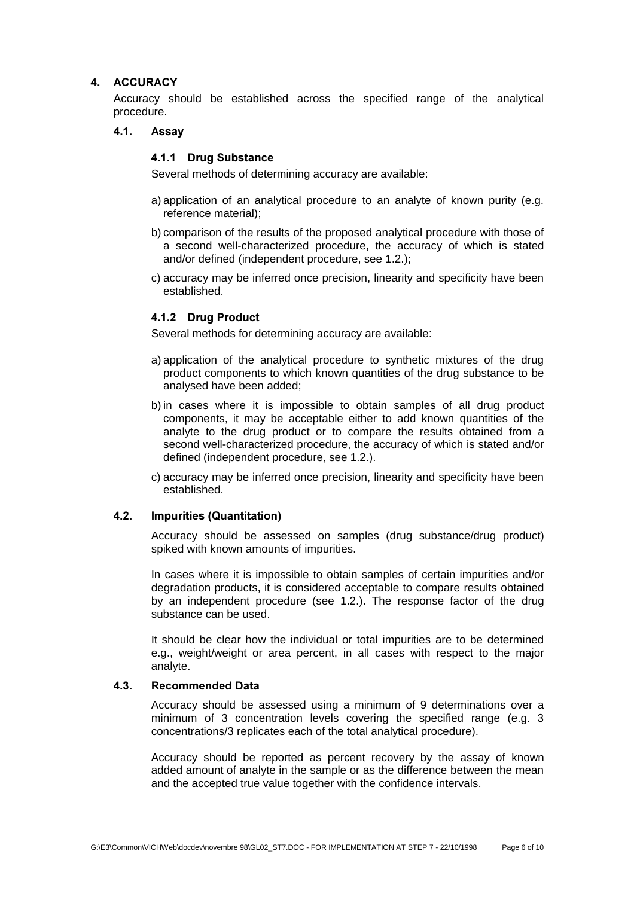## 4. ACCURACY

Accuracy should be established across the specified range of the analytical procedure.

### 4.1. Assay

#### 4.1.1 Drug Substance

Several methods of determining accuracy are available:

a) application of an analytical procedure to an analyte of known purity (e.g. reference material);

b) comparison of the results of the proposed analytical procedure with those of a second well-characterized procedure, the accuracy of which is stated and/or defined (independent procedure, see 1.2.);

c) accuracy may be inferred once precision, linearity and specificity have been established.

#### 4.1.2 Drug Product

Several methods for determining accuracy are available:

a) application of the analytical procedure to synthetic mixtures of the drug product components to which known quantities of the drug substance to be analysed have been added;

b) in cases where it is impossible to obtain samples of all drug product components, it may be acceptable either to add known quantities of the analyte to the drug product or to compare the results obtained from a second well-characterized procedure, the accuracy of which is stated and/or defined (independent procedure, see 1.2.).

c) accuracy may be inferred once precision, linearity and specificity have been established.

### 4.2. Impurities (Quantitation)

Accuracy should be assessed on samples (drug substance/drug product) spiked with known amounts of impurities.

In cases where it is impossible to obtain samples of certain impurities and/or degradation products, it is considered acceptable to compare results obtained by an independent procedure (see 1.2.). The response factor of the drug substance can be used.

It should be clear how the individual or total impurities are to be determined e.g., weight/weight or area percent, in all cases with respect to the major analyte.

### 4.3. Recommended Data

Accuracy should be assessed using a minimum of 9 determinations over a minimum of 3 concentration levels covering the specified range (e.g. 3 concentrations/3 replicates each of the total analytical procedure).

Accuracy should be reported as percent recovery by the assay of known added amount of analyte in the sample or as the difference between the mean and the accepted true value together with the confidence intervals.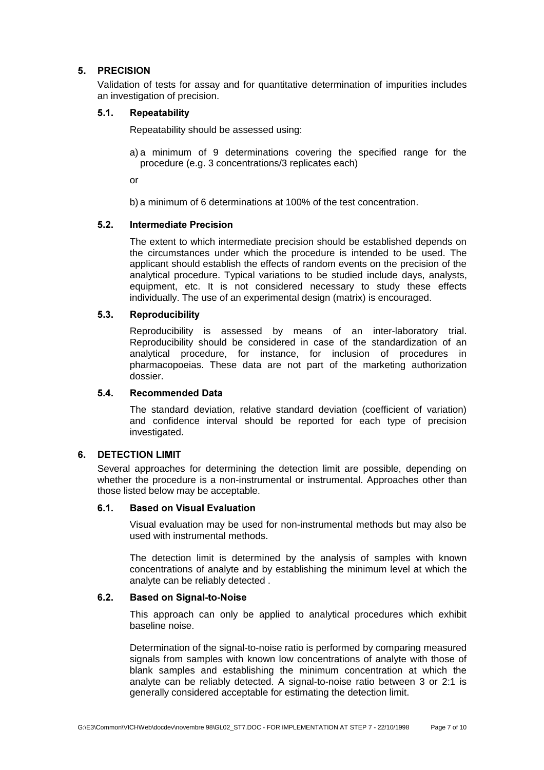## 5. PRECISION

Validation of tests for assay and for quantitative determination of impurities includes an investigation of precision.

### 5.1. Repeatability

Repeatability should be assessed using:

a) a minimum of 9 determinations covering the specified range for the procedure (e.g. 3 concentrations/3 replicates each)

or

b) a minimum of 6 determinations at 100% of the test concentration.

### 5.2. Intermediate Precision

The extent to which intermediate precision should be established depends on the circumstances under which the procedure is intended to be used. The applicant should establish the effects of random events on the precision of the analytical procedure. Typical variations to be studied include days, analysts, equipment, etc. It is not considered necessary to study these effects individually. The use of an experimental design (matrix) is encouraged.

### 5.3. Reproducibility

Reproducibility is assessed by means of an inter-laboratory trial. Reproducibility should be considered in case of the standardization of an analytical procedure, for instance, for inclusion of procedures in pharmacopoeias. These data are not part of the marketing authorization dossier.

### 5.4. Recommended Data

The standard deviation, relative standard deviation (coefficient of variation) and confidence interval should be reported for each type of precision investigated.

## 6. DETECTION LIMIT

Several approaches for determining the detection limit are possible, depending on whether the procedure is a non-instrumental or instrumental. Approaches other than those listed below may be acceptable.

### 6.1. Based on Visual Evaluation

Visual evaluation may be used for non-instrumental methods but may also be used with instrumental methods.

The detection limit is determined by the analysis of samples with known concentrations of analyte and by establishing the minimum level at which the analyte can be reliably detected .

### 6.2. Based on Signal-to-Noise

This approach can only be applied to analytical procedures which exhibit baseline noise.

Determination of the signal-to-noise ratio is performed by comparing measured signals from samples with known low concentrations of analyte with those of blank samples and establishing the minimum concentration at which the analyte can be reliably detected. A signal-to-noise ratio between 3 or 2:1 is generally considered acceptable for estimating the detection limit.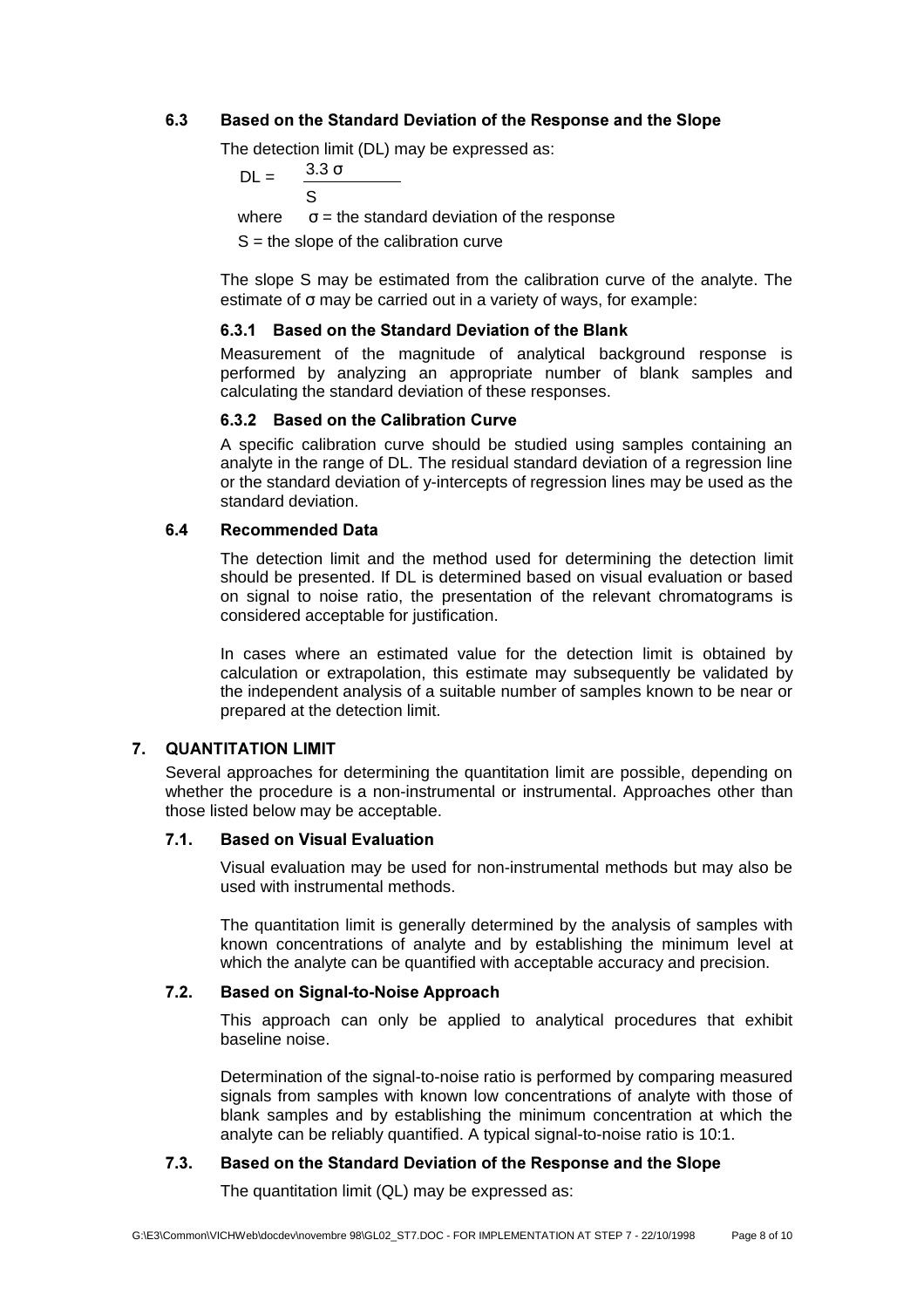### 6.3 Based on the Standard Deviation of the Response and the Slope

The detection limit (DL) may be expressed as:

$$DL = \frac{3.3\,\sigma}{S}$$

where $\sigma$ = the standard deviation of the response

$S$ = the slope of the calibration curve

The slope S may be estimated from the calibration curve of the analyte. The estimate of σ may be carried out in a variety of ways, for example:

#### 6.3.1 Based on the Standard Deviation of the Blank

Measurement of the magnitude of analytical background response is performed by analyzing an appropriate number of blank samples and calculating the standard deviation of these responses.

#### 6.3.2 Based on the Calibration Curve

A specific calibration curve should be studied using samples containing an analyte in the range of DL. The residual standard deviation of a regression line or the standard deviation of y-intercepts of regression lines may be used as the standard deviation.

### 6.4 Recommended Data

The detection limit and the method used for determining the detection limit should be presented. If DL is determined based on visual evaluation or based on signal to noise ratio, the presentation of the relevant chromatograms is considered acceptable for justification.

In cases where an estimated value for the detection limit is obtained by calculation or extrapolation, this estimate may subsequently be validated by the independent analysis of a suitable number of samples known to be near or prepared at the detection limit.

## 7. QUANTITATION LIMIT

Several approaches for determining the quantitation limit are possible, depending on whether the procedure is a non-instrumental or instrumental. Approaches other than those listed below may be acceptable.

### 7.1. Based on Visual Evaluation

Visual evaluation may be used for non-instrumental methods but may also be used with instrumental methods.

The quantitation limit is generally determined by the analysis of samples with known concentrations of analyte and by establishing the minimum level at which the analyte can be quantified with acceptable accuracy and precision.

### 7.2. Based on Signal-to-Noise Approach

This approach can only be applied to analytical procedures that exhibit baseline noise.

Determination of the signal-to-noise ratio is performed by comparing measured signals from samples with known low concentrations of analyte with those of blank samples and by establishing the minimum concentration at which the analyte can be reliably quantified. A typical signal-to-noise ratio is 10:1.

### 7.3. Based on the Standard Deviation of the Response and the Slope

The quantitation limit (QL) may be expressed as: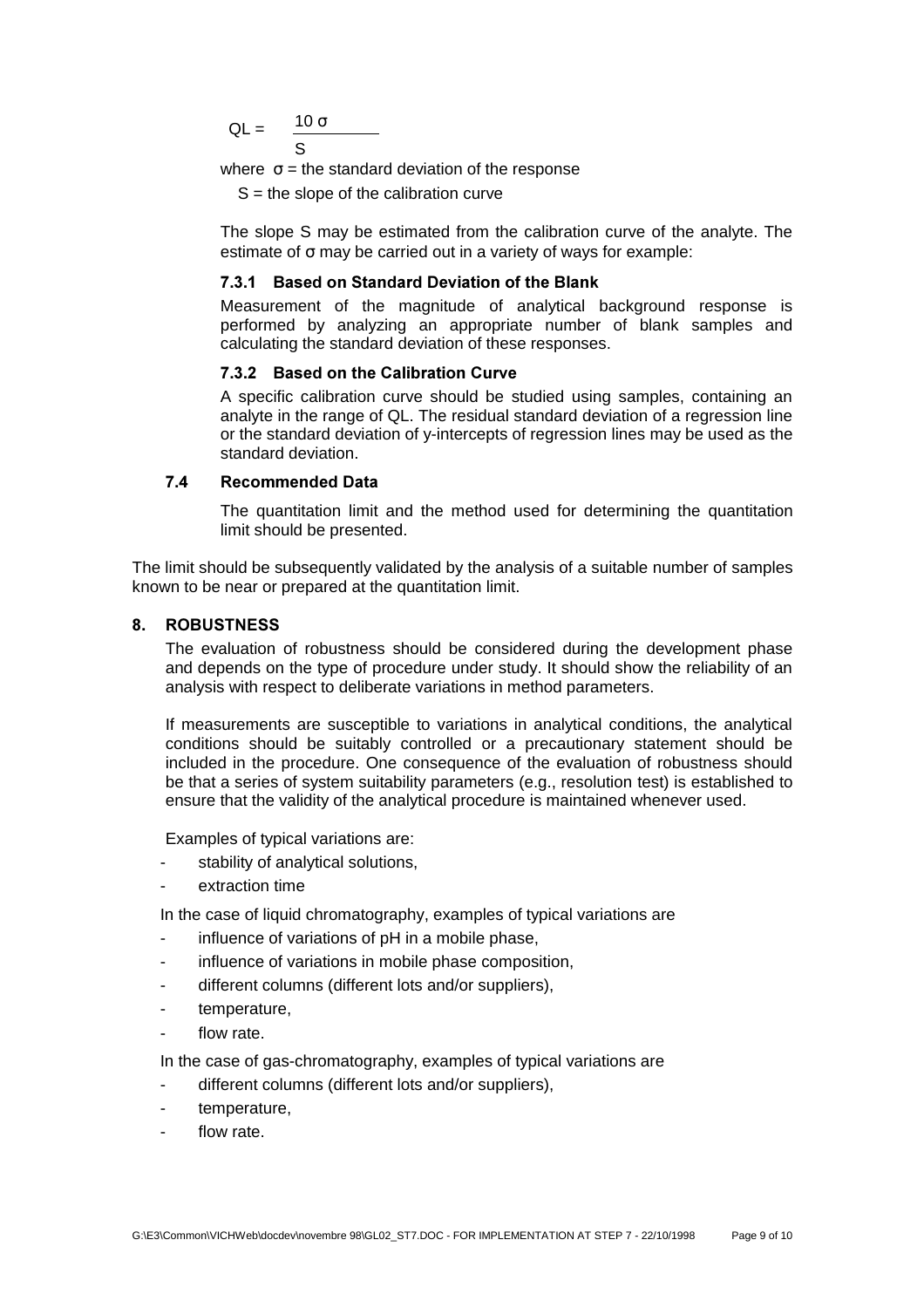$$QL = \frac{10\,\sigma}{S}$$

where $\sigma$ = the standard deviation of the response

$S$ = the slope of the calibration curve

The slope S may be estimated from the calibration curve of the analyte. The estimate of $\sigma$ may be carried out in a variety of ways for example:

#### 7.3.1 Based on Standard Deviation of the Blank

Measurement of the magnitude of analytical background response is performed by analyzing an appropriate number of blank samples and calculating the standard deviation of these responses.

#### 7.3.2 Based on the Calibration Curve

A specific calibration curve should be studied using samples, containing an analyte in the range of QL. The residual standard deviation of a regression line or the standard deviation of y-intercepts of regression lines may be used as the standard deviation.

### 7.4 Recommended Data

The quantitation limit and the method used for determining the quantitation limit should be presented.

The limit should be subsequently validated by the analysis of a suitable number of samples known to be near or prepared at the quantitation limit.

## 8. ROBUSTNESS

The evaluation of robustness should be considered during the development phase and depends on the type of procedure under study. It should show the reliability of an analysis with respect to deliberate variations in method parameters.

If measurements are susceptible to variations in analytical conditions, the analytical conditions should be suitably controlled or a precautionary statement should be included in the procedure. One consequence of the evaluation of robustness should be that a series of system suitability parameters (e.g., resolution test) is established to ensure that the validity of the analytical procedure is maintained whenever used.

Examples of typical variations are:

- stability of analytical solutions,
- extraction time

In the case of liquid chromatography, examples of typical variations are

- influence of variations of pH in a mobile phase,
- influence of variations in mobile phase composition,
- different columns (different lots and/or suppliers),
- temperature,
- flow rate.

In the case of gas-chromatography, examples of typical variations are

- different columns (different lots and/or suppliers),
- temperature,
- flow rate.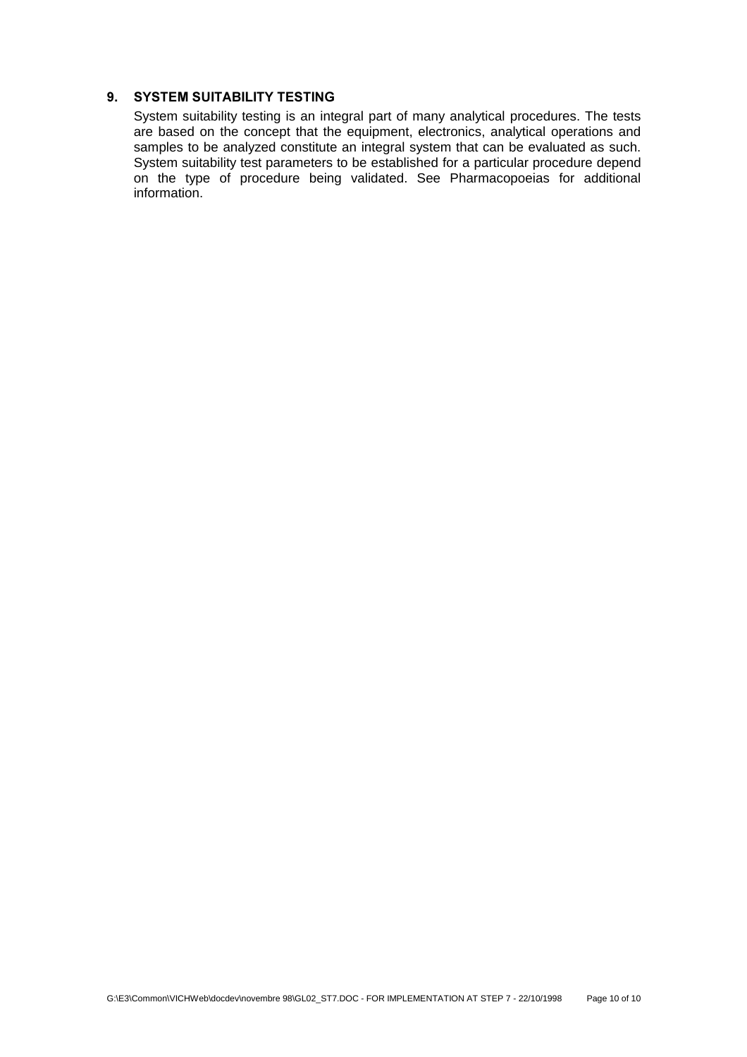## 9. SYSTEM SUITABILITY TESTING

System suitability testing is an integral part of many analytical procedures. The tests are based on the concept that the equipment, electronics, analytical operations and samples to be analyzed constitute an integral system that can be evaluated as such. System suitability test parameters to be established for a particular procedure depend on the type of procedure being validated. See Pharmacopoeias for additional information.